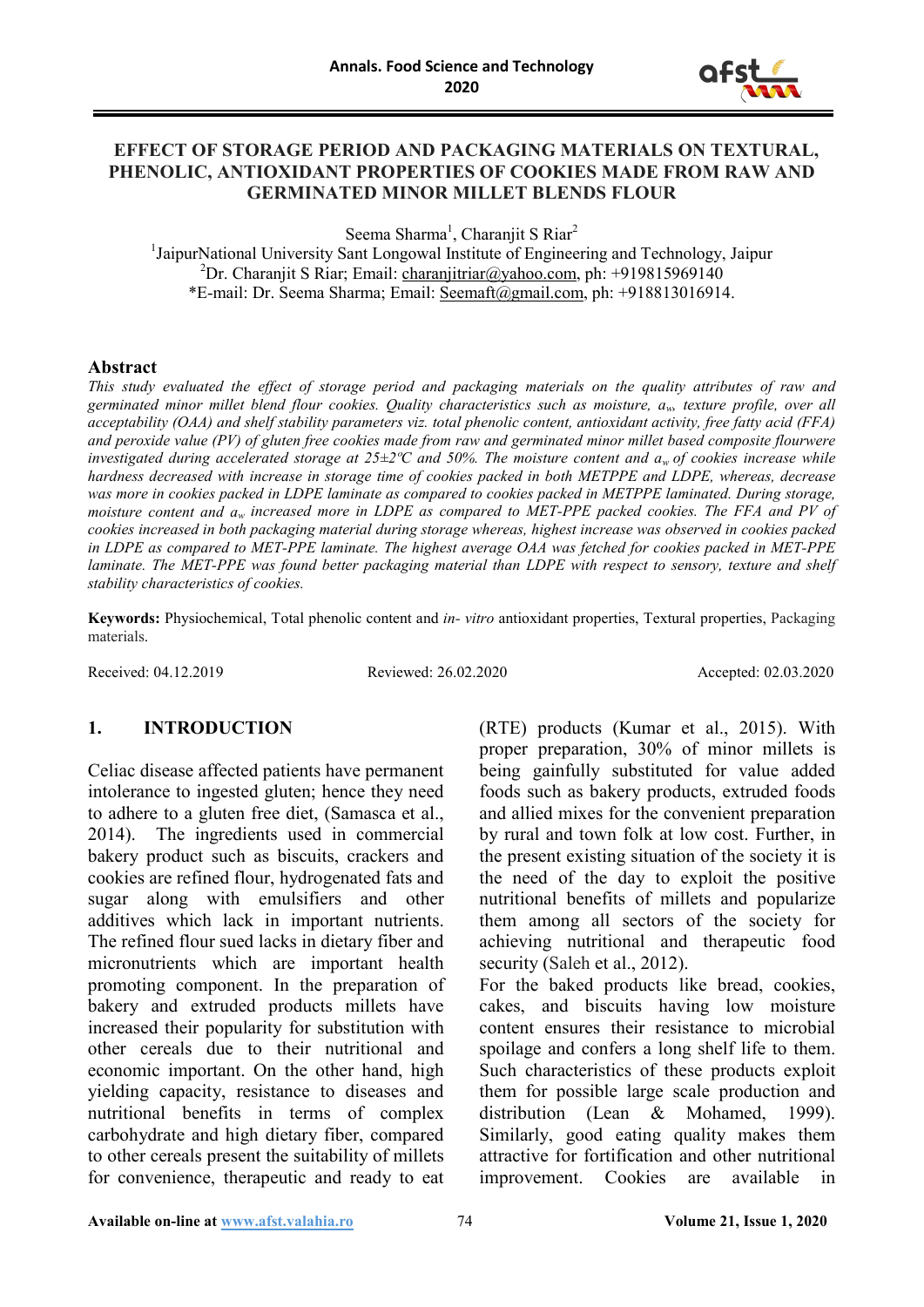# EFFECT OF STORAGE PERIOD AND PACKAGING MATERIALS ON TEXTURAL, PHENOLIC, ANTIOXIDANT PROPERTIES OF COOKIES MADE FROM RAW AND GERMINATED MINOR MILLET BLENDS FLOUR

Seema Sharma[1], Charanjit S Riar[2]

[1]JaipurNational University Sant Longowal Institute of Engineering and Technology, Jaipur
[2]Dr. Charanjit S Riar; Email: charanjitriar@yahoo.com, ph: +919815969140
*E-mail: Dr. Seema Sharma; Email: Seemaft@gmail.com, ph: +918813016914.

## Abstract

*This study evaluated the effect of storage period and packaging materials on the quality attributes of raw and germinated minor millet blend flour cookies. Quality characteristics such as moisture, $a_w$, texture profile, over all acceptability (OAA) and shelf stability parameters viz. total phenolic content, antioxidant activity, free fatty acid (FFA) and peroxide value (PV) of gluten free cookies made from raw and germinated minor millet based composite flourwere investigated during accelerated storage at 25±2ºC and 50%. The moisture content and $a_w$ of cookies increase while hardness decreased with increase in storage time of cookies packed in both METPPE and LDPE, whereas, decrease was more in cookies packed in LDPE laminate as compared to cookies packed in METPPE laminated. During storage, moisture content and $a_w$ increased more in LDPE as compared to MET-PPE packed cookies. The FFA and PV of cookies increased in both packaging material during storage whereas, highest increase was observed in cookies packed in LDPE as compared to MET-PPE laminate. The highest average OAA was fetched for cookies packed in MET-PPE laminate. The MET-PPE was found better packaging material than LDPE with respect to sensory, texture and shelf stability characteristics of cookies.*

**Keywords:** Physiochemical, Total phenolic content and *in- vitro* antioxidant properties, Textural properties, Packaging materials.

Received: 04.12.2019 Reviewed: 26.02.2020 Accepted: 02.03.2020

## 1. INTRODUCTION

Celiac disease affected patients have permanent intolerance to ingested gluten; hence they need to adhere to a gluten free diet, (Samasca et al., 2014). The ingredients used in commercial bakery product such as biscuits, crackers and cookies are refined flour, hydrogenated fats and sugar along with emulsifiers and other additives which lack in important nutrients. The refined flour sued lacks in dietary fiber and micronutrients which are important health promoting component. In the preparation of bakery and extruded products millets have increased their popularity for substitution with other cereals due to their nutritional and economic important. On the other hand, high yielding capacity, resistance to diseases and nutritional benefits in terms of complex carbohydrate and high dietary fiber, compared to other cereals present the suitability of millets for convenience, therapeutic and ready to eat (RTE) products (Kumar et al., 2015). With proper preparation, 30% of minor millets is being gainfully substituted for value added foods such as bakery products, extruded foods and allied mixes for the convenient preparation by rural and town folk at low cost. Further, in the present existing situation of the society it is the need of the day to exploit the positive nutritional benefits of millets and popularize them among all sectors of the society for achieving nutritional and therapeutic food security (Saleh et al., 2012).

For the baked products like bread, cookies, cakes, and biscuits having low moisture content ensures their resistance to microbial spoilage and confers a long shelf life to them. Such characteristics of these products exploit them for possible large scale production and distribution (Lean & Mohamed, 1999). Similarly, good eating quality makes them attractive for fortification and other nutritional improvement. Cookies are available in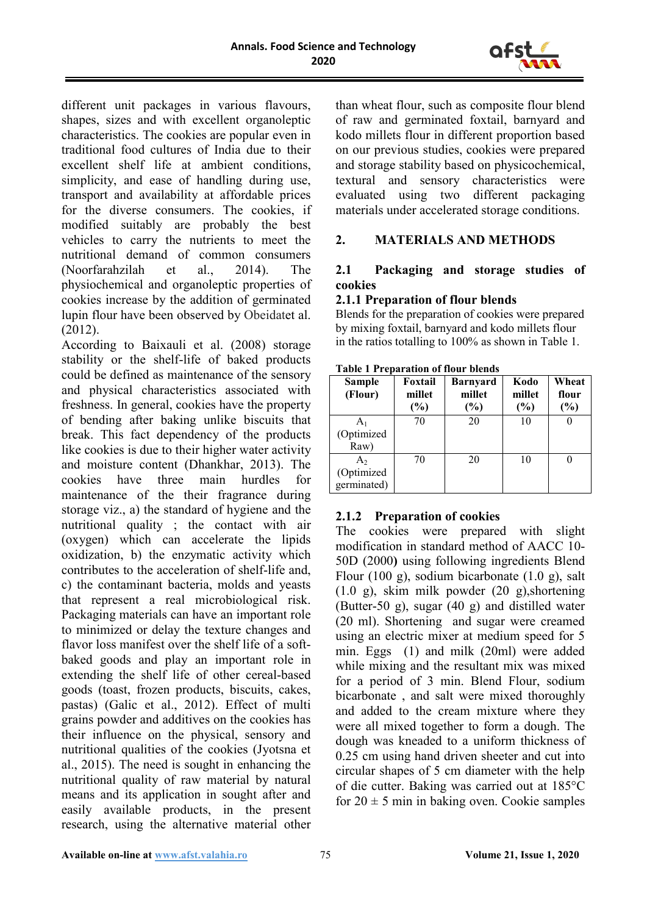different unit packages in various flavours, shapes, sizes and with excellent organoleptic characteristics. The cookies are popular even in traditional food cultures of India due to their excellent shelf life at ambient conditions, simplicity, and ease of handling during use, transport and availability at affordable prices for the diverse consumers. The cookies, if modified suitably are probably the best vehicles to carry the nutrients to meet the nutritional demand of common consumers (Noorfarahzilah et al., 2014). The physiochemical and organoleptic properties of cookies increase by the addition of germinated lupin flour have been observed by Obeidatet al. (2012).

According to Baixauli et al. (2008) storage stability or the shelf-life of baked products could be defined as maintenance of the sensory and physical characteristics associated with freshness. In general, cookies have the property of bending after baking unlike biscuits that break. This fact dependency of the products like cookies is due to their higher water activity and moisture content (Dhankhar, 2013). The cookies have three main hurdles for maintenance of the their fragrance during storage viz., a) the standard of hygiene and the nutritional quality ; the contact with air (oxygen) which can accelerate the lipids oxidization, b) the enzymatic activity which contributes to the acceleration of shelf-life and, c) the contaminant bacteria, molds and yeasts that represent a real microbiological risk. Packaging materials can have an important role to minimized or delay the texture changes and flavor loss manifest over the shelf life of a soft-baked goods and play an important role in extending the shelf life of other cereal-based goods (toast, frozen products, biscuits, cakes, pastas) (Galic et al., 2012). Effect of multi grains powder and additives on the cookies has their influence on the physical, sensory and nutritional qualities of the cookies (Jyotsna et al., 2015). The need is sought in enhancing the nutritional quality of raw material by natural means and its application in sought after and easily available products, in the present research, using the alternative material other than wheat flour, such as composite flour blend of raw and germinated foxtail, barnyard and kodo millets flour in different proportion based on our previous studies, cookies were prepared and storage stability based on physicochemical, textural and sensory characteristics were evaluated using two different packaging materials under accelerated storage conditions.

## 2. MATERIALS AND METHODS

### 2.1 Packaging and storage studies of cookies

#### 2.1.1 Preparation of flour blends

Blends for the preparation of cookies were prepared by mixing foxtail, barnyard and kodo millets flour in the ratios totalling to 100% as shown in Table 1.

**Table 1 Preparation of flour blends**

| Sample (Flour) | Foxtail millet (%) | Barnyard millet (%) | Kodo millet (%) | Wheat flour (%) |
|---|---|---|---|---|
| $A_1$ (Optimized Raw) | 70 | 20 | 10 | 0 |
| $A_2$ (Optimized germinated) | 70 | 20 | 10 | 0 |

#### 2.1.2 Preparation of cookies

The cookies were prepared with slight modification in standard method of AACC 10-50D (2000**)** using following ingredients Blend Flour (100 g), sodium bicarbonate (1.0 g), salt (1.0 g), skim milk powder (20 g),shortening (Butter-50 g), sugar (40 g) and distilled water (20 ml). Shortening and sugar were creamed using an electric mixer at medium speed for 5 min. Eggs (1) and milk (20ml) were added while mixing and the resultant mix was mixed for a period of 3 min. Blend Flour, sodium bicarbonate , and salt were mixed thoroughly and added to the cream mixture where they were all mixed together to form a dough. The dough was kneaded to a uniform thickness of 0.25 cm using hand driven sheeter and cut into circular shapes of 5 cm diameter with the help of die cutter. Baking was carried out at 185°C for 20 ± 5 min in baking oven. Cookie samples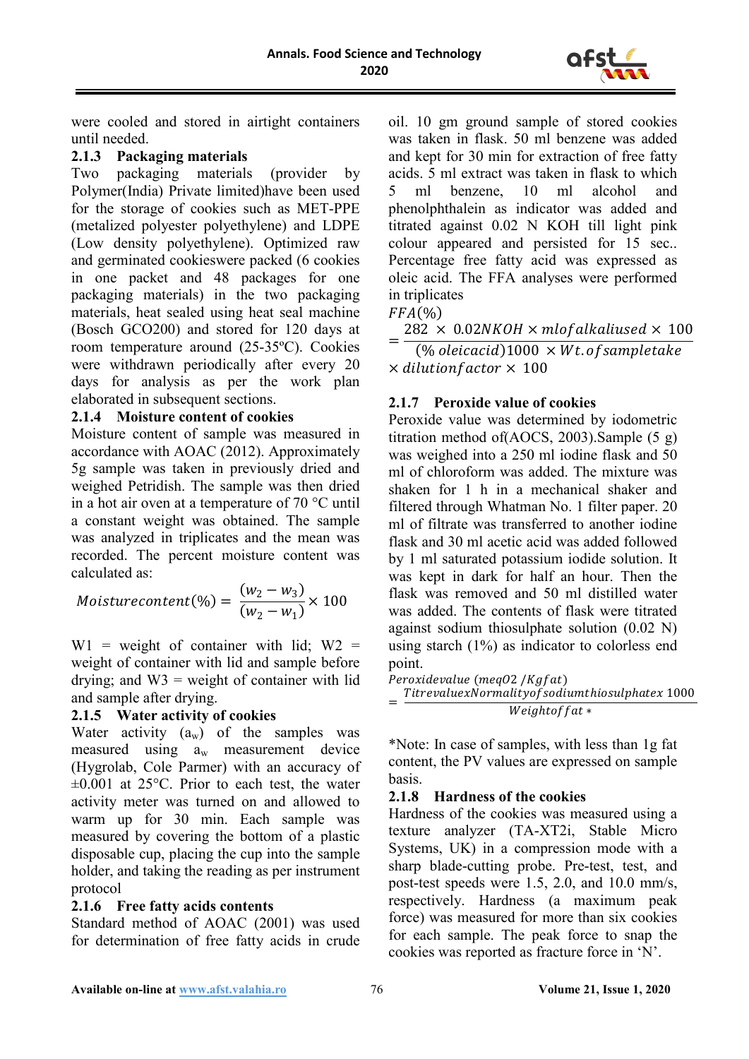were cooled and stored in airtight containers until needed.

### 2.1.3 Packaging materials

Two packaging materials (provider by Polymer(India) Private limited)have been used for the storage of cookies such as MET-PPE (metalized polyester polyethylene) and LDPE (Low density polyethylene). Optimized raw and germinated cookieswere packed (6 cookies in one packet and 48 packages for one packaging materials) in the two packaging materials, heat sealed using heat seal machine (Bosch GCO200) and stored for 120 days at room temperature around (25-35ºC). Cookies were withdrawn periodically after every 20 days for analysis as per the work plan elaborated in subsequent sections.

### 2.1.4 Moisture content of cookies

Moisture content of sample was measured in accordance with AOAC (2012). Approximately 5g sample was taken in previously dried and weighed Petridish. The sample was then dried in a hot air oven at a temperature of 70 °C until a constant weight was obtained. The sample was analyzed in triplicates and the mean was recorded. The percent moisture content was calculated as:

$$Moisture content(\%) = \frac{(w_2 - w_3)}{(w_2 - w_1)} \times 100$$

W1 = weight of container with lid; W2 = weight of container with lid and sample before drying; and W3 = weight of container with lid and sample after drying.

### 2.1.5 Water activity of cookies

Water activity ($a_w$) of the samples was measured using $a_w$ measurement device (Hygrolab, Cole Parmer) with an accuracy of ±0.001 at 25°C. Prior to each test, the water activity meter was turned on and allowed to warm up for 30 min. Each sample was measured by covering the bottom of a plastic disposable cup, placing the cup into the sample holder, and taking the reading as per instrument protocol

### 2.1.6 Free fatty acids contents

Standard method of AOAC (2001) was used for determination of free fatty acids in crude oil. 10 gm ground sample of stored cookies was taken in flask. 50 ml benzene was added and kept for 30 min for extraction of free fatty acids. 5 ml extract was taken in flask to which 5 ml benzene, 10 ml alcohol and phenolphthalein as indicator was added and titrated against 0.02 N KOH till light pink colour appeared and persisted for 15 sec.. Percentage free fatty acid was expressed as oleic acid. The FFA analyses were performed in triplicates

$$FFA(\%) = \frac{282 \times 0.02 N KOH \times ml of alkali used \times 100}{(\% oleic acid) 1000 \times Wt. of sample take} \times dilution factor \times 100$$

### 2.1.7 Peroxide value of cookies

Peroxide value was determined by iodometric titration method of(AOCS, 2003).Sample (5 g) was weighed into a 250 ml iodine flask and 50 ml of chloroform was added. The mixture was shaken for 1 h in a mechanical shaker and filtered through Whatman No. 1 filter paper. 20 ml of filtrate was transferred to another iodine flask and 30 ml acetic acid was added followed by 1 ml saturated potassium iodide solution. It was kept in dark for half an hour. Then the flask was removed and 50 ml distilled water was added. The contents of flask were titrated against sodium thiosulphate solution (0.02 N) using starch (1%) as indicator to colorless end point.

$$Peroxide value\ (meqO2\ /Kg fat) = \frac{Titre value x Normality of sodium thiosulphate x 1000}{Weight of fat *}$$

*Note: In case of samples, with less than 1g fat content, the PV values are expressed on sample basis.

### 2.1.8 Hardness of the cookies

Hardness of the cookies was measured using a texture analyzer (TA-XT2i, Stable Micro Systems, UK) in a compression mode with a sharp blade-cutting probe. Pre-test, test, and post-test speeds were 1.5, 2.0, and 10.0 mm/s, respectively. Hardness (a maximum peak force) was measured for more than six cookies for each sample. The peak force to snap the cookies was reported as fracture force in 'N'.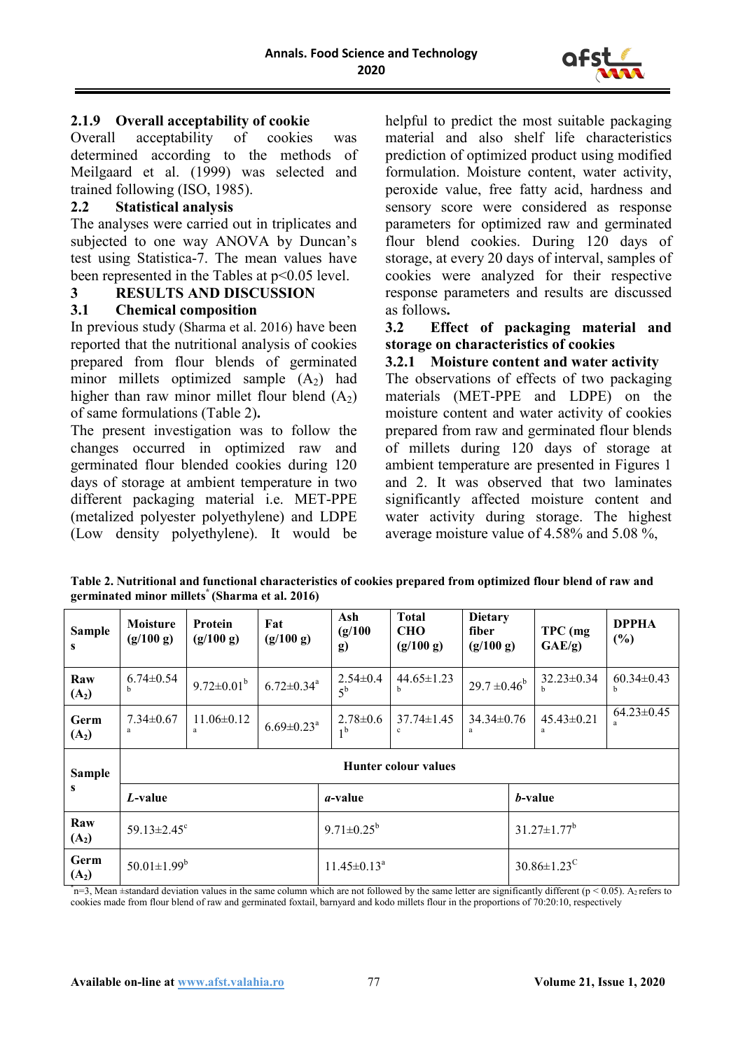### 2.1.9 Overall acceptability of cookie

Overall acceptability of cookies was determined according to the methods of Meilgaard et al. (1999) was selected and trained following (ISO, 1985).

### 2.2 Statistical analysis

The analyses were carried out in triplicates and subjected to one way ANOVA by Duncan's test using Statistica-7. The mean values have been represented in the Tables at $p<0.05$ level.

## 3 RESULTS AND DISCUSSION

### 3.1 Chemical composition

In previous study (Sharma et al. 2016) have been reported that the nutritional analysis of cookies prepared from flour blends of germinated minor millets optimized sample ($A_2$) had higher than raw minor millet flour blend ($A_2$) of same formulations (Table 2).

The present investigation was to follow the changes occurred in optimized raw and germinated flour blended cookies during 120 days of storage at ambient temperature in two different packaging material i.e. MET-PPE (metalized polyester polyethylene) and LDPE (Low density polyethylene). It would be helpful to predict the most suitable packaging material and also shelf life characteristics prediction of optimized product using modified formulation. Moisture content, water activity, peroxide value, free fatty acid, hardness and sensory score were considered as response parameters for optimized raw and germinated flour blend cookies. During 120 days of storage, at every 20 days of interval, samples of cookies were analyzed for their respective response parameters and results are discussed as follows.

### 3.2 Effect of packaging material and storage on characteristics of cookies

#### 3.2.1 Moisture content and water activity

The observations of effects of two packaging materials (MET-PPE and LDPE) on the moisture content and water activity of cookies prepared from raw and germinated flour blends of millets during 120 days of storage at ambient temperature are presented in Figures 1 and 2. It was observed that two laminates significantly affected moisture content and water activity during storage. The highest average moisture value of 4.58% and 5.08 %,

**Table 2. Nutritional and functional characteristics of cookies prepared from optimized flour blend of raw and germinated minor millets* (Sharma et al. 2016)**

| Samples | Moisture (g/100 g) | Protein (g/100 g) | Fat (g/100 g) | Ash (g/100 g) | Total CHO (g/100 g) | Dietary fiber (g/100 g) | TPC (mg GAE/g) | DPPHA (%) |
|---|---|---|---|---|---|---|---|---|
| Raw ($A_2$) | 6.74±0.54$^b$ | 9.72±0.01$^b$ | 6.72±0.34$^a$ | 2.54±0.45$^b$ | 44.65±1.23$^b$ | 29.7 ±0.46$^b$ | 32.23±0.34$^b$ | 60.34±0.43$^b$ |
| Germ ($A_2$) | 7.34±0.67$^a$ | 11.06±0.12$^a$ | 6.69±0.23$^a$ | 2.78±0.61$^b$ | 37.74±1.45$^c$ | 34.34±0.76$^a$ | 45.43±0.21$^a$ | 64.23±0.45$^a$ |

| Samples | Hunter colour values | | |
|---|---|---|---|
| | *L*-value | *a*-value | *b*-value |
| Raw ($A_2$) | 59.13±2.45$^c$ | 9.71±0.25$^b$ | 31.27±1.77$^b$ |
| Germ ($A_2$) | 50.01±1.99$^b$ | 11.45±0.13$^a$ | 30.86±1.23$^C$ |

*n=3, Mean ±standard deviation values in the same column which are not followed by the same letter are significantly different ($p < 0.05$). $A_2$ refers to cookies made from flour blend of raw and germinated foxtail, barnyard and kodo millets flour in the proportions of 70:20:10, respectively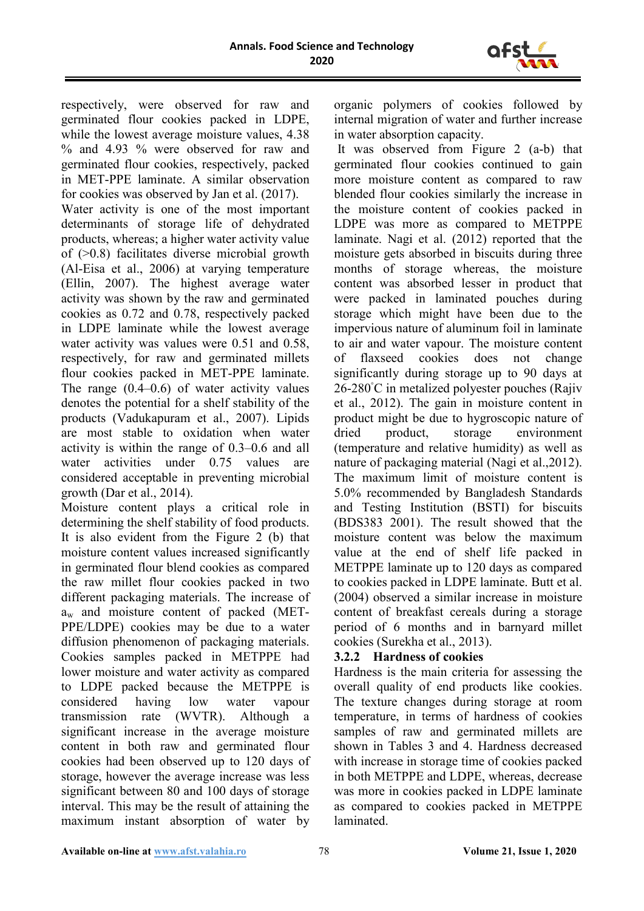respectively, were observed for raw and germinated flour cookies packed in LDPE, while the lowest average moisture values, 4.38 % and 4.93 % were observed for raw and germinated flour cookies, respectively, packed in MET-PPE laminate. A similar observation for cookies was observed by Jan et al. (2017).

Water activity is one of the most important determinants of storage life of dehydrated products, whereas; a higher water activity value of (>0.8) facilitates diverse microbial growth (Al-Eisa et al., 2006) at varying temperature (Ellin, 2007). The highest average water activity was shown by the raw and germinated cookies as 0.72 and 0.78, respectively packed in LDPE laminate while the lowest average water activity was values were 0.51 and 0.58, respectively, for raw and germinated millets flour cookies packed in MET-PPE laminate. The range (0.4–0.6) of water activity values denotes the potential for a shelf stability of the products (Vadukapuram et al., 2007). Lipids are most stable to oxidation when water activity is within the range of 0.3–0.6 and all water activities under 0.75 values are considered acceptable in preventing microbial growth (Dar et al., 2014).

Moisture content plays a critical role in determining the shelf stability of food products. It is also evident from the Figure 2 (b) that moisture content values increased significantly in germinated flour blend cookies as compared the raw millet flour cookies packed in two different packaging materials. The increase of $a_w$ and moisture content of packed (MET-PPE/LDPE) cookies may be due to a water diffusion phenomenon of packaging materials. Cookies samples packed in METPPE had lower moisture and water activity as compared to LDPE packed because the METPPE is considered having low water vapour transmission rate (WVTR). Although a significant increase in the average moisture content in both raw and germinated flour cookies had been observed up to 120 days of storage, however the average increase was less significant between 80 and 100 days of storage interval. This may be the result of attaining the maximum instant absorption of water by organic polymers of cookies followed by internal migration of water and further increase in water absorption capacity.

It was observed from Figure 2 (a-b) that germinated flour cookies continued to gain more moisture content as compared to raw blended flour cookies similarly the increase in the moisture content of cookies packed in LDPE was more as compared to METPPE laminate. Nagi et al. (2012) reported that the moisture gets absorbed in biscuits during three months of storage whereas, the moisture content was absorbed lesser in product that were packed in laminated pouches during storage which might have been due to the impervious nature of aluminum foil in laminate to air and water vapour. The moisture content of flaxseed cookies does not change significantly during storage up to 90 days at 26-280°C in metalized polyester pouches (Rajiv et al., 2012). The gain in moisture content in product might be due to hygroscopic nature of dried product, storage environment (temperature and relative humidity) as well as nature of packaging material (Nagi et al.,2012). The maximum limit of moisture content is 5.0% recommended by Bangladesh Standards and Testing Institution (BSTI) for biscuits (BDS383 2001). The result showed that the moisture content was below the maximum value at the end of shelf life packed in METPPE laminate up to 120 days as compared to cookies packed in LDPE laminate. Butt et al. (2004) observed a similar increase in moisture content of breakfast cereals during a storage period of 6 months and in barnyard millet cookies (Surekha et al., 2013).

### 3.2.2 Hardness of cookies

Hardness is the main criteria for assessing the overall quality of end products like cookies. The texture changes during storage at room temperature, in terms of hardness of cookies samples of raw and germinated millets are shown in Tables 3 and 4. Hardness decreased with increase in storage time of cookies packed in both METPPE and LDPE, whereas, decrease was more in cookies packed in LDPE laminate as compared to cookies packed in METPPE laminated.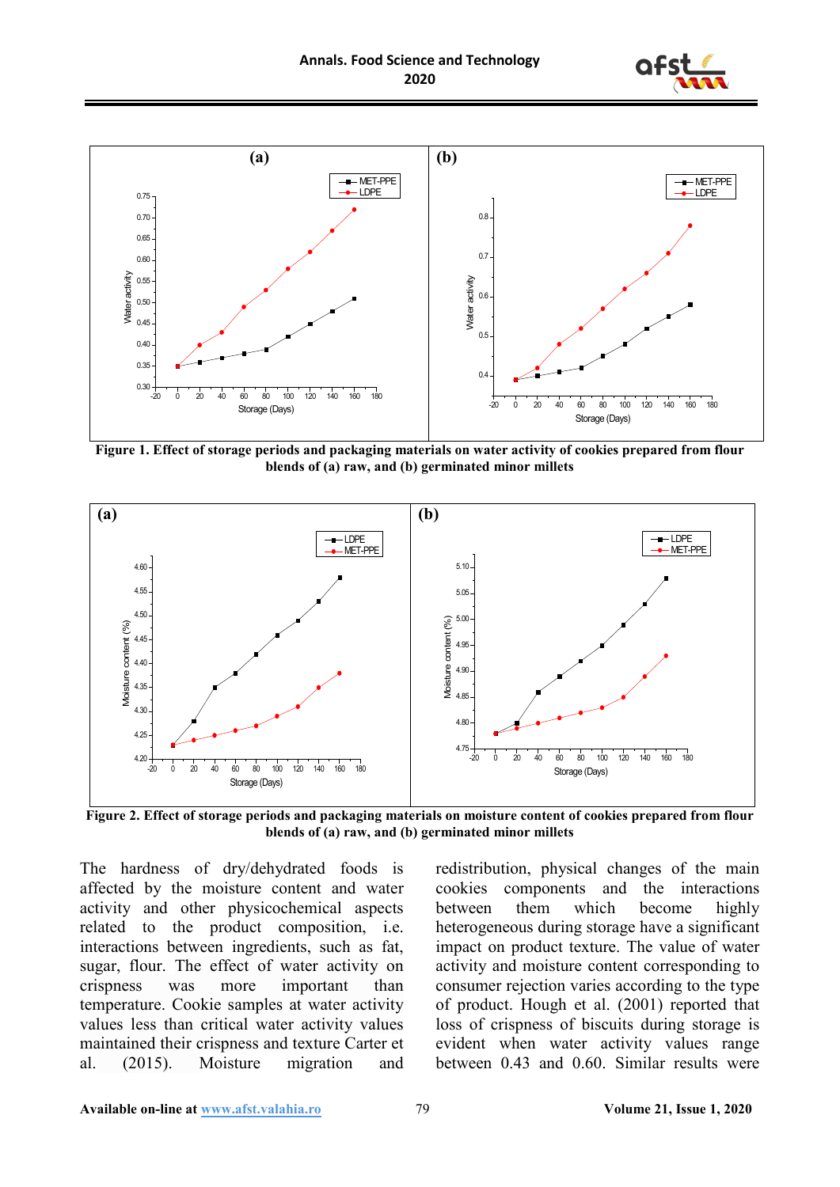(a)

MET-PPE
LDPE

Water activity

0.30
0.35
0.40
0.45
0.50
0.55
0.60
0.65
0.70
0.75

-20 0 20 40 60 80 100 120 140 160 180

Storage (Days)

(b)

MET-PPE
LDPE

Water activity

0.4
0.5
0.6
0.7
0.8

-20 0 20 40 60 80 100 120 140 160 180

Storage (Days)

**Figure 1. Effect of storage periods and packaging materials on water activity of cookies prepared from flour blends of (a) raw, and (b) germinated minor millets**

(a)

LDPE
MET-PPE

Moisture content (%)

4.20
4.25
4.30
4.35
4.40
4.45
4.50
4.55
4.60

-20 0 20 40 60 80 100 120 140 160 180

Storage (Days)

(b)

LDPE
MET-PPE

Moisture content (%)

4.75
4.80
4.85
4.90
4.95
5.00
5.05
5.10

-20 0 20 40 60 80 100 120 140 160 180

Storage (Days)

**Figure 2. Effect of storage periods and packaging materials on moisture content of cookies prepared from flour blends of (a) raw, and (b) germinated minor millets**

The hardness of dry/dehydrated foods is affected by the moisture content and water activity and other physicochemical aspects related to the product composition, i.e. interactions between ingredients, such as fat, sugar, flour. The effect of water activity on crispness was more important than temperature. Cookie samples at water activity values less than critical water activity values maintained their crispness and texture Carter et al. (2015). Moisture migration and redistribution, physical changes of the main cookies components and the interactions between them which become highly heterogeneous during storage have a significant impact on product texture. The value of water activity and moisture content corresponding to consumer rejection varies according to the type of product. Hough et al. (2001) reported that loss of crispness of biscuits during storage is evident when water activity values range between 0.43 and 0.60. Similar results were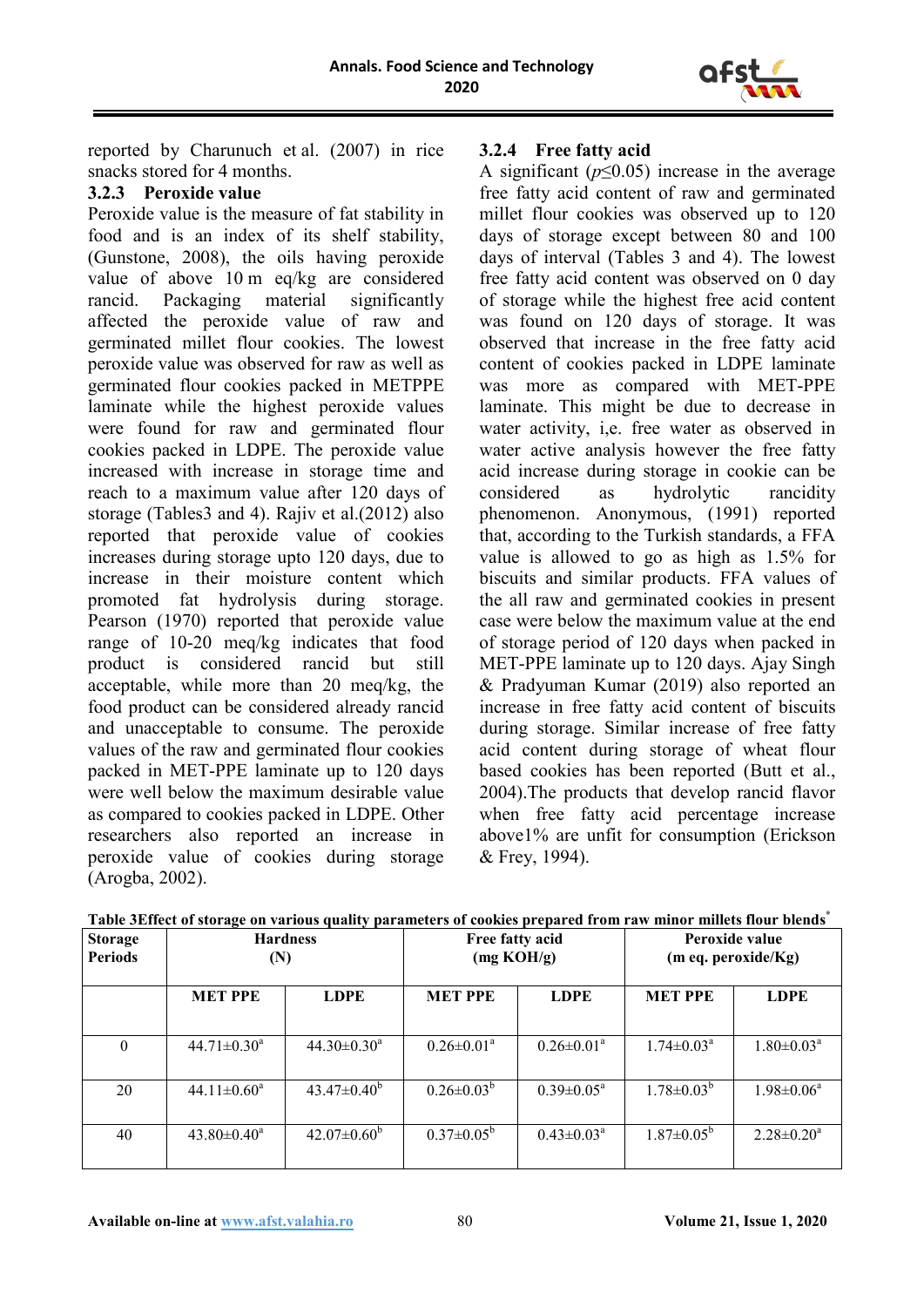reported by Charunuch et al. (2007) in rice snacks stored for 4 months.

### 3.2.3 Peroxide value

Peroxide value is the measure of fat stability in food and is an index of its shelf stability, (Gunstone, 2008), the oils having peroxide value of above 10 m eq/kg are considered rancid. Packaging material significantly affected the peroxide value of raw and germinated millet flour cookies. The lowest peroxide value was observed for raw as well as germinated flour cookies packed in METPPE laminate while the highest peroxide values were found for raw and germinated flour cookies packed in LDPE. The peroxide value increased with increase in storage time and reach to a maximum value after 120 days of storage (Tables3 and 4). Rajiv et al.(2012) also reported that peroxide value of cookies increases during storage upto 120 days, due to increase in their moisture content which promoted fat hydrolysis during storage. Pearson (1970) reported that peroxide value range of 10-20 meq/kg indicates that food product is considered rancid but still acceptable, while more than 20 meq/kg, the food product can be considered already rancid and unacceptable to consume. The peroxide values of the raw and germinated flour cookies packed in MET-PPE laminate up to 120 days were well below the maximum desirable value as compared to cookies packed in LDPE. Other researchers also reported an increase in peroxide value of cookies during storage (Arogba, 2002).

### 3.2.4 Free fatty acid

A significant ($p \leq 0.05$) increase in the average free fatty acid content of raw and germinated millet flour cookies was observed up to 120 days of storage except between 80 and 100 days of interval (Tables 3 and 4). The lowest free fatty acid content was observed on 0 day of storage while the highest free acid content was found on 120 days of storage. It was observed that increase in the free fatty acid content of cookies packed in LDPE laminate was more as compared with MET-PPE laminate. This might be due to decrease in water activity, i,e. free water as observed in water active analysis however the free fatty acid increase during storage in cookie can be considered as hydrolytic rancidity phenomenon. Anonymous, (1991) reported that, according to the Turkish standards, a FFA value is allowed to go as high as 1.5% for biscuits and similar products. FFA values of the all raw and germinated cookies in present case were below the maximum value at the end of storage period of 120 days when packed in MET-PPE laminate up to 120 days. Ajay Singh & Pradyuman Kumar (2019) also reported an increase in free fatty acid content of biscuits during storage. Similar increase of free fatty acid content during storage of wheat flour based cookies has been reported (Butt et al., 2004).The products that develop rancid flavor when free fatty acid percentage increase above1% are unfit for consumption (Erickson & Frey, 1994).

**Table 3Effect of storage on various quality parameters of cookies prepared from raw minor millets flour blends***

| Storage Periods | Hardness (N) | | Free fatty acid (mg KOH/g) | | Peroxide value (m eq. peroxide/Kg) | |
|---|---|---|---|---|---|---|
| | **MET PPE** | **LDPE** | **MET PPE** | **LDPE** | **MET PPE** | **LDPE** |
| 0 | $44.71 \pm 0.30^{a}$ | $44.30 \pm 0.30^{a}$ | $0.26 \pm 0.01^{a}$ | $0.26 \pm 0.01^{a}$ | $1.74 \pm 0.03^{a}$ | $1.80 \pm 0.03^{a}$ |
| 20 | $44.11 \pm 0.60^{a}$ | $43.47 \pm 0.40^{b}$ | $0.26 \pm 0.03^{b}$ | $0.39 \pm 0.05^{a}$ | $1.78 \pm 0.03^{b}$ | $1.98 \pm 0.06^{a}$ |
| 40 | $43.80 \pm 0.40^{a}$ | $42.07 \pm 0.60^{b}$ | $0.37 \pm 0.05^{b}$ | $0.43 \pm 0.03^{a}$ | $1.87 \pm 0.05^{b}$ | $2.28 \pm 0.20^{a}$ |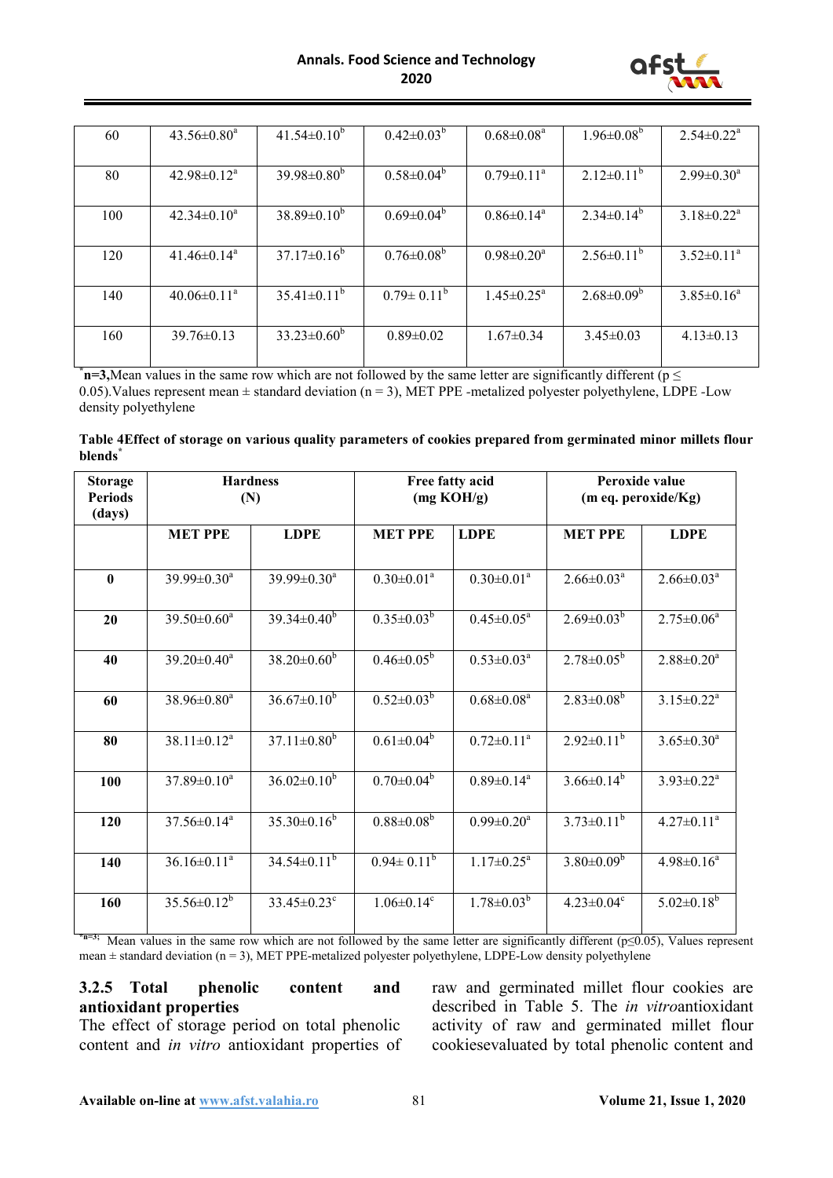| | | | | | | |
|---|---|---|---|---|---|---|
| 60 | 43.56±0.80[a] | 41.54±0.10[b] | 0.42±0.03[b] | 0.68±0.08[a] | 1.96±0.08[b] | 2.54±0.22[a] |
| 80 | 42.98±0.12[a] | 39.98±0.80[b] | 0.58±0.04[b] | 0.79±0.11[a] | 2.12±0.11[b] | 2.99±0.30[a] |
| 100 | 42.34±0.10[a] | 38.89±0.10[b] | 0.69±0.04[b] | 0.86±0.14[a] | 2.34±0.14[b] | 3.18±0.22[a] |
| 120 | 41.46±0.14[a] | 37.17±0.16[b] | 0.76±0.08[b] | 0.98±0.20[a] | 2.56±0.11[b] | 3.52±0.11[a] |
| 140 | 40.06±0.11[a] | 35.41±0.11[b] | 0.79± 0.11[b] | 1.45±0.25[a] | 2.68±0.09[b] | 3.85±0.16[a] |
| 160 | 39.76±0.13 | 33.23±0.60[b] | 0.89±0.02 | 1.67±0.34 | 3.45±0.03 | 4.13±0.13 |

[*]**n=3,**Mean values in the same row which are not followed by the same letter are significantly different ($p \leq 0.05$).Values represent mean ± standard deviation (n = 3), MET PPE -metalized polyester polyethylene, LDPE -Low density polyethylene

**Table 4Effect of storage on various quality parameters of cookies prepared from germinated minor millets flour blends[*]**

| Storage Periods (days) | Hardness (N) | | Free fatty acid (mg KOH/g) | | Peroxide value (m eq. peroxide/Kg) | |
|---|---|---|---|---|---|---|
| | **MET PPE** | **LDPE** | **MET PPE** | **LDPE** | **MET PPE** | **LDPE** |
| **0** | 39.99±0.30[a] | 39.99±0.30[a] | 0.30±0.01[a] | 0.30±0.01[a] | 2.66±0.03[a] | 2.66±0.03[a] |
| **20** | 39.50±0.60[a] | 39.34±0.40[b] | 0.35±0.03[b] | 0.45±0.05[a] | 2.69±0.03[b] | 2.75±0.06[a] |
| **40** | 39.20±0.40[a] | 38.20±0.60[b] | 0.46±0.05[b] | 0.53±0.03[a] | 2.78±0.05[b] | 2.88±0.20[a] |
| **60** | 38.96±0.80[a] | 36.67±0.10[b] | 0.52±0.03[b] | 0.68±0.08[a] | 2.83±0.08[b] | 3.15±0.22[a] |
| **80** | 38.11±0.12[a] | 37.11±0.80[b] | 0.61±0.04[b] | 0.72±0.11[a] | 2.92±0.11[b] | 3.65±0.30[a] |
| **100** | 37.89±0.10[a] | 36.02±0.10[b] | 0.70±0.04[b] | 0.89±0.14[a] | 3.66±0.14[b] | 3.93±0.22[a] |
| **120** | 37.56±0.14[a] | 35.30±0.16[b] | 0.88±0.08[b] | 0.99±0.20[a] | 3.73±0.11[b] | 4.27±0.11[a] |
| **140** | 36.16±0.11[a] | 34.54±0.11[b] | 0.94± 0.11[b] | 1.17±0.25[a] | 3.80±0.09[b] | 4.98±0.16[a] |
| **160** | 35.56±0.12[b] | 33.45±0.23[c] | 1.06±0.14[c] | 1.78±0.03[b] | 4.23±0.04[c] | 5.02±0.18[b] |

[*n=3;] Mean values in the same row which are not followed by the same letter are significantly different ($p \leq 0.05$), Values represent mean ± standard deviation (n = 3), MET PPE-metalized polyester polyethylene, LDPE-Low density polyethylene

### 3.2.5 Total phenolic content and antioxidant properties

The effect of storage period on total phenolic content and *in vitro* antioxidant properties of raw and germinated millet flour cookies are described in Table 5. The *in vitro*antioxidant activity of raw and germinated millet flour cookiesevaluated by total phenolic content and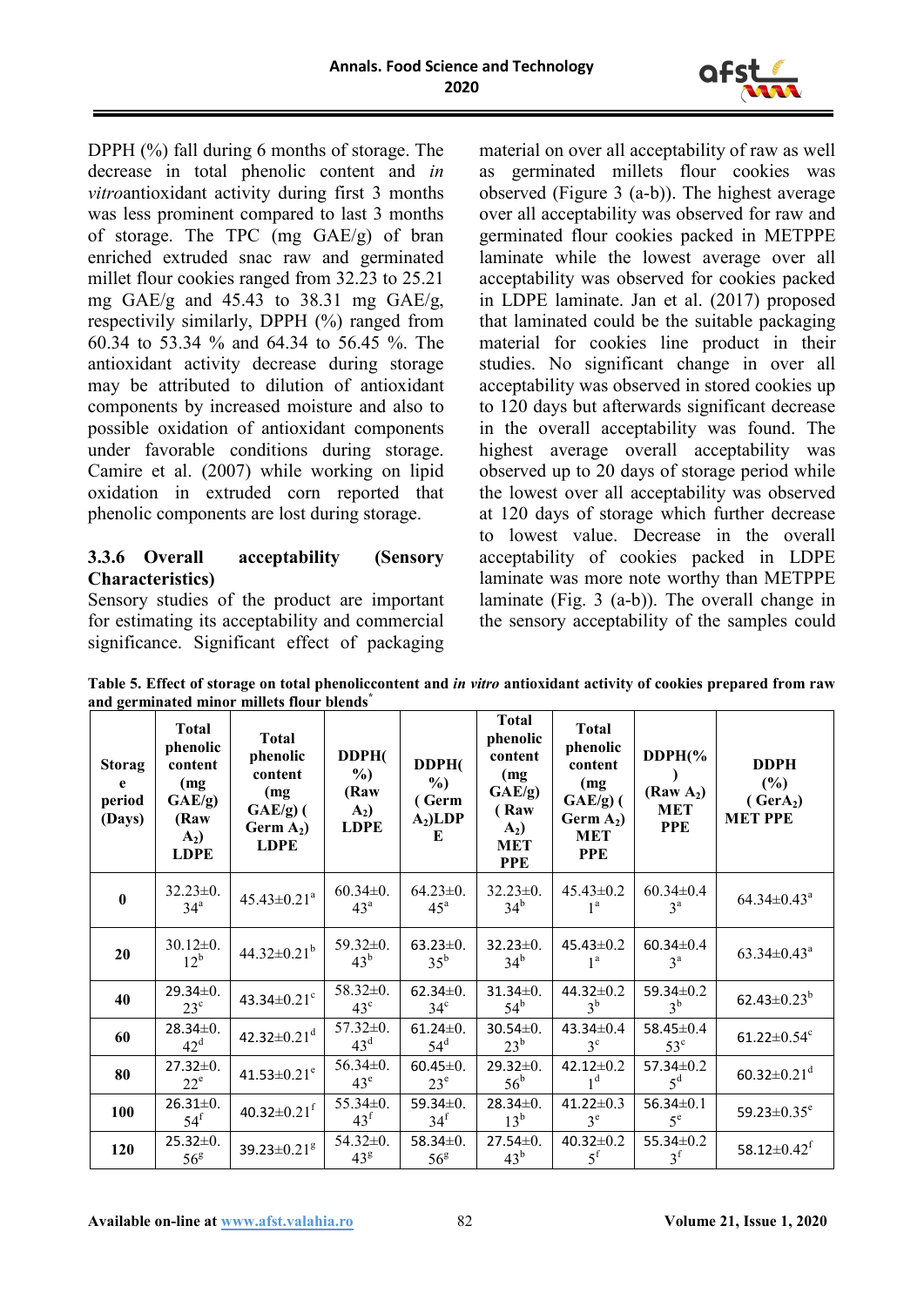DPPH (%) fall during 6 months of storage. The decrease in total phenolic content and *in vitro*antioxidant activity during first 3 months was less prominent compared to last 3 months of storage. The TPC (mg GAE/g) of bran enriched extruded snac raw and germinated millet flour cookies ranged from 32.23 to 25.21 mg GAE/g and 45.43 to 38.31 mg GAE/g, respectively similarly, DPPH (%) ranged from 60.34 to 53.34 % and 64.34 to 56.45 %. The antioxidant activity decrease during storage may be attributed to dilution of antioxidant components by increased moisture and also to possible oxidation of antioxidant components under favorable conditions during storage. Camire et al. (2007) while working on lipid oxidation in extruded corn reported that phenolic components are lost during storage.

### 3.3.6 Overall acceptability (Sensory Characteristics)

Sensory studies of the product are important for estimating its acceptability and commercial significance. Significant effect of packaging material on over all acceptability of raw as well as germinated millets flour cookies was observed (Figure 3 (a-b)). The highest average over all acceptability was observed for raw and germinated flour cookies packed in METPPE laminate while the lowest average over all acceptability was observed for cookies packed in LDPE laminate. Jan et al. (2017) proposed that laminated could be the suitable packaging material for cookies line product in their studies. No significant change in over all acceptability was observed in stored cookies up to 120 days but afterwards significant decrease in the overall acceptability was found. The highest average overall acceptability was observed up to 20 days of storage period while the lowest over all acceptability was observed at 120 days of storage which further decrease to lowest value. Decrease in the overall acceptability of cookies packed in LDPE laminate was more note worthy than METPPE laminate (Fig. 3 (a-b)). The overall change in the sensory acceptability of the samples could

**Table 5. Effect of storage on total phenoliccontent and *in vitro* antioxidant activity of cookies prepared from raw and germinated minor millets flour blends***

| Storage period (Days) | Total phenolic content (mg GAE/g) (Raw $A_2$) LDPE | Total phenolic content (mg GAE/g) ( Germ $A_2$) LDPE | DDPH(%) (Raw $A_2$) LDPE | DDPH(%) ( Germ $A_2$)LDPE | Total phenolic content (mg GAE/g) ( Raw $A_2$) MET PPE | Total phenolic content (mg GAE/g) ( Raw $A_2$) Germ $A_2$) MET PPE | DDPH(%) (Raw $A_2$) MET PPE | DDPH (%) ( Ger$A_2$) MET PPE |
|---|---|---|---|---|---|---|---|---|
| **0** | 32.23±0.34[a] | 45.43±0.21[a] | 60.34±0.43[a] | 64.23±0.45[a] | 32.23±0.34[b] | 45.43±0.21[a] | 60.34±0.43[a] | 64.34±0.43[a] |
| **20** | 30.12±0.12[b] | 44.32±0.21[b] | 59.32±0.43[b] | 63.23±0.35[b] | 32.23±0.34[b] | 45.43±0.21[a] | 60.34±0.43[a] | 63.34±0.43[a] |
| **40** | 29.34±0.23[c] | 43.34±0.21[c] | 58.32±0.43[c] | 62.34±0.34[c] | 31.34±0.54[b] | 44.32±0.23[b] | 59.34±0.23[b] | 62.43±0.23[b] |
| **60** | 28.34±0.42[d] | 42.32±0.21[d] | 57.32±0.43[d] | 61.24±0.54[d] | 30.54±0.23[b] | 43.34±0.43[c] | 58.45±0.453[c] | 61.22±0.54[c] |
| **80** | 27.32±0.22[e] | 41.53±0.21[e] | 56.34±0.43[e] | 60.45±0.23[e] | 29.32±0.56[b] | 42.12±0.21[d] | 57.34±0.25[d] | 60.32±0.21[d] |
| **100** | 26.31±0.54[f] | 40.32±0.21[f] | 55.34±0.43[f] | 59.34±0.34[f] | 28.34±0.13[b] | 41.22±0.33[e] | 56.34±0.15[e] | 59.23±0.35[e] |
| **120** | 25.32±0.56[g] | 39.23±0.21[g] | 54.32±0.43[g] | 58.34±0.56[g] | 27.54±0.43[b] | 40.32±0.25[f] | 55.34±0.23[f] | 58.12±0.42[f] |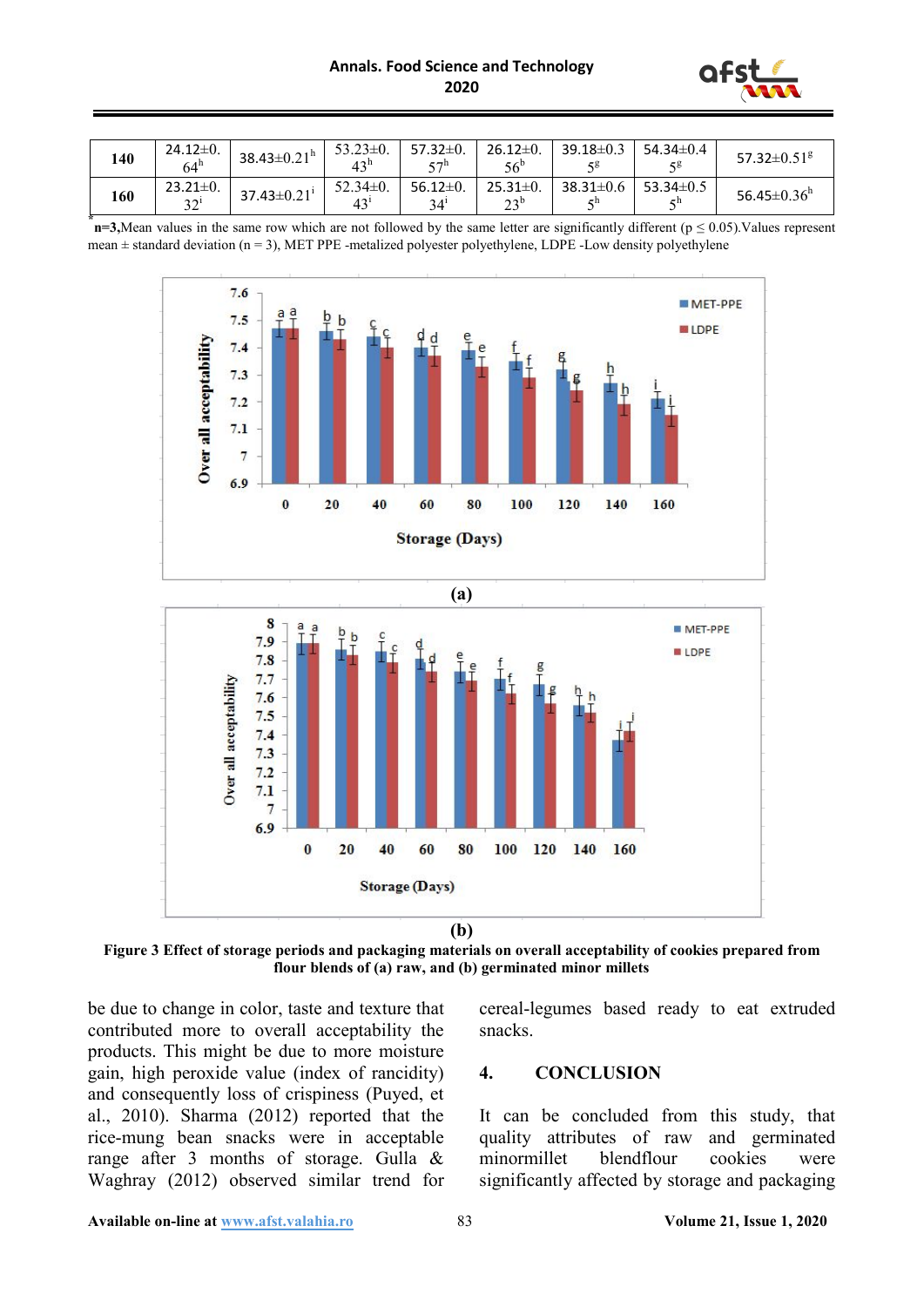| | | | | | | | | |
|---|---|---|---|---|---|---|---|---|
| 140 | 24.12±0.64[h] | 38.43±0.21[h] | 53.23±0.43[h] | 57.32±0.57[h] | 26.12±0.56[b] | 39.18±0.35[g] | 54.34±0.45[g] | 57.32±0.51[g] |
| 160 | 23.21±0.32[i] | 37.43±0.21[i] | 52.34±0.43[i] | 56.12±0.34[i] | 25.31±0.23[b] | 38.31±0.65[h] | 53.34±0.55[h] | 56.45±0.36[h] |

*n=3, Mean values in the same row which are not followed by the same letter are significantly different ($p \leq 0.05$). Values represent mean ± standard deviation (n = 3), MET PPE -metalized polyester polyethylene, LDPE -Low density polyethylene

MET-PPE
LDPE
Over all acceptability
7.6
7.5
7.4
7.3
7.2
7.1
7
6.9
0 20 40 60 80 100 120 140 160
Storage (Days)

(a)

MET-PPE
LDPE
Over all acceptability
8
7.9
7.8
7.7
7.6
7.5
7.4
7.3
7.2
7.1
7
6.9
0 20 40 60 80 100 120 140 160
Storage (Days)

(b)

**Figure 3 Effect of storage periods and packaging materials on overall acceptability of cookies prepared from flour blends of (a) raw, and (b) germinated minor millets**

be due to change in color, taste and texture that contributed more to overall acceptability the products. This might be due to more moisture gain, high peroxide value (index of rancidity) and consequently loss of crispiness (Puyed, et al., 2010). Sharma (2012) reported that the rice-mung bean snacks were in acceptable range after 3 months of storage. Gulla & Waghray (2012) observed similar trend for cereal-legumes based ready to eat extruded snacks.

## 4. CONCLUSION

It can be concluded from this study, that quality attributes of raw and germinated minormillet blendflour cookies were significantly affected by storage and packaging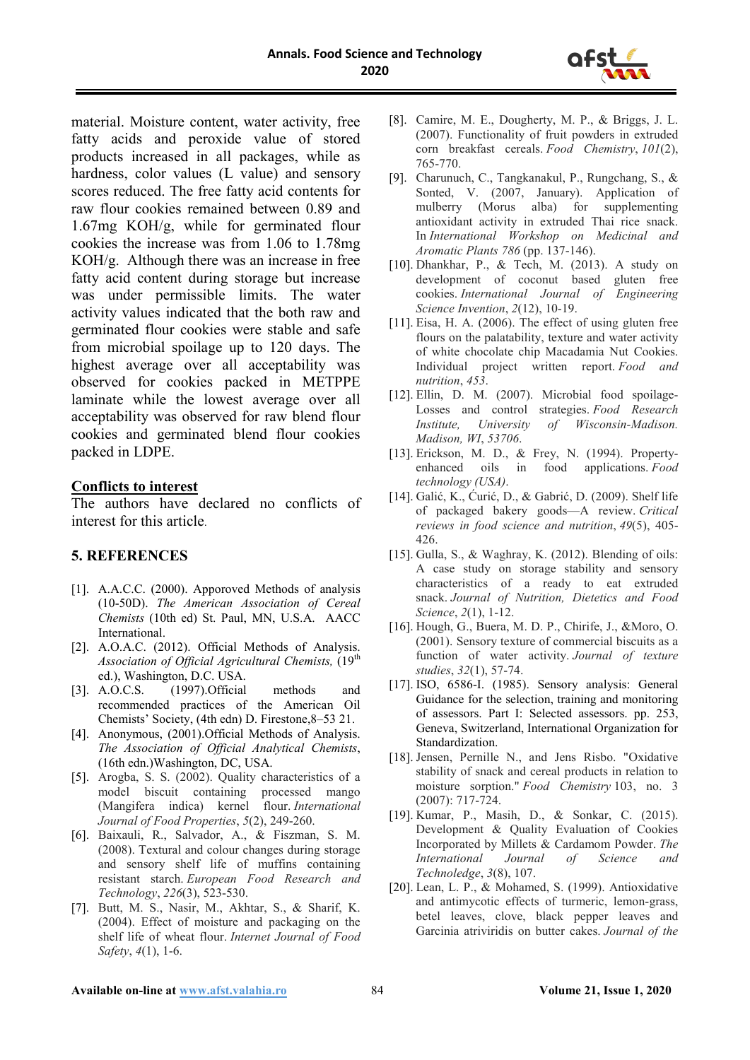material. Moisture content, water activity, free fatty acids and peroxide value of stored products increased in all packages, while as hardness, color values (L value) and sensory scores reduced. The free fatty acid contents for raw flour cookies remained between 0.89 and 1.67mg KOH/g, while for germinated flour cookies the increase was from 1.06 to 1.78mg KOH/g. Although there was an increase in free fatty acid content during storage but increase was under permissible limits. The water activity values indicated that the both raw and germinated flour cookies were stable and safe from microbial spoilage up to 120 days. The highest average over all acceptability was observed for cookies packed in METPPE laminate while the lowest average over all acceptability was observed for raw blend flour cookies and germinated blend flour cookies packed in LDPE.

**Conflicts to interest**

The authors have declared no conflicts of interest for this article.

## 5. REFERENCES

[1]. A.A.C.C. (2000). Apporoved Methods of analysis (10-50D). *The American Association of Cereal Chemists* (10th ed) St. Paul, MN, U.S.A. AACC International.

[2]. A.O.A.C. (2012). Official Methods of Analysis. *Association of Official Agricultural Chemists,* (19th ed.), Washington, D.C. USA.

[3]. A.O.C.S. (1997).Official methods and recommended practices of the American Oil Chemists' Society, (4th edn) D. Firestone,8–53 21.

[4]. Anonymous, (2001).Official Methods of Analysis. *The Association of Official Analytical Chemists*, (16th edn.)Washington, DC, USA.

[5]. Arogba, S. S. (2002). Quality characteristics of a model biscuit containing processed mango (Mangifera indica) kernel flour. *International Journal of Food Properties*, *5*(2), 249-260.

[6]. Baixauli, R., Salvador, A., & Fiszman, S. M. (2008). Textural and colour changes during storage and sensory shelf life of muffins containing resistant starch. *European Food Research and Technology*, *226*(3), 523-530.

[7]. Butt, M. S., Nasir, M., Akhtar, S., & Sharif, K. (2004). Effect of moisture and packaging on the shelf life of wheat flour. *Internet Journal of Food Safety*, *4*(1), 1-6.

[8]. Camire, M. E., Dougherty, M. P., & Briggs, J. L. (2007). Functionality of fruit powders in extruded corn breakfast cereals. *Food Chemistry*, *101*(2), 765-770.

[9]. Charunuch, C., Tangkanakul, P., Rungchang, S., & Sonted, V. (2007, January). Application of mulberry (Morus alba) for supplementing antioxidant activity in extruded Thai rice snack. In *International Workshop on Medicinal and Aromatic Plants 786* (pp. 137-146).

[10]. Dhankhar, P., & Tech, M. (2013). A study on development of coconut based gluten free cookies. *International Journal of Engineering Science Invention*, *2*(12), 10-19.

[11]. Eisa, H. A. (2006). The effect of using gluten free flours on the palatability, texture and water activity of white chocolate chip Macadamia Nut Cookies. Individual project written report. *Food and nutrition*, *453*.

[12]. Ellin, D. M. (2007). Microbial food spoilage-Losses and control strategies. *Food Research Institute, University of Wisconsin-Madison. Madison, WI*, *53706*.

[13]. Erickson, M. D., & Frey, N. (1994). Property-enhanced oils in food applications. *Food technology (USA)*.

[14]. Galić, K., Ćurić, D., & Gabrić, D. (2009). Shelf life of packaged bakery goods—A review. *Critical reviews in food science and nutrition*, *49*(5), 405-426.

[15]. Gulla, S., & Waghray, K. (2012). Blending of oils: A case study on storage stability and sensory characteristics of a ready to eat extruded snack. *Journal of Nutrition, Dietetics and Food Science*, *2*(1), 1-12.

[16]. Hough, G., Buera, M. D. P., Chirife, J., &Moro, O. (2001). Sensory texture of commercial biscuits as a function of water activity. *Journal of texture studies*, *32*(1), 57-74.

[17]. ISO, 6586-I. (1985). Sensory analysis: General Guidance for the selection, training and monitoring of assessors. Part I: Selected assessors. pp. 253, Geneva, Switzerland, International Organization for Standardization.

[18]. Jensen, Pernille N., and Jens Risbo. "Oxidative stability of snack and cereal products in relation to moisture sorption." *Food Chemistry* 103, no. 3 (2007): 717-724.

[19]. Kumar, P., Masih, D., & Sonkar, C. (2015). Development & Quality Evaluation of Cookies Incorporated by Millets & Cardamom Powder. *The International Journal of Science and Technoledge*, *3*(8), 107.

[20]. Lean, L. P., & Mohamed, S. (1999). Antioxidative and antimycotic effects of turmeric, lemon-grass, betel leaves, clove, black pepper leaves and Garcinia atriviridis on butter cakes. *Journal of the*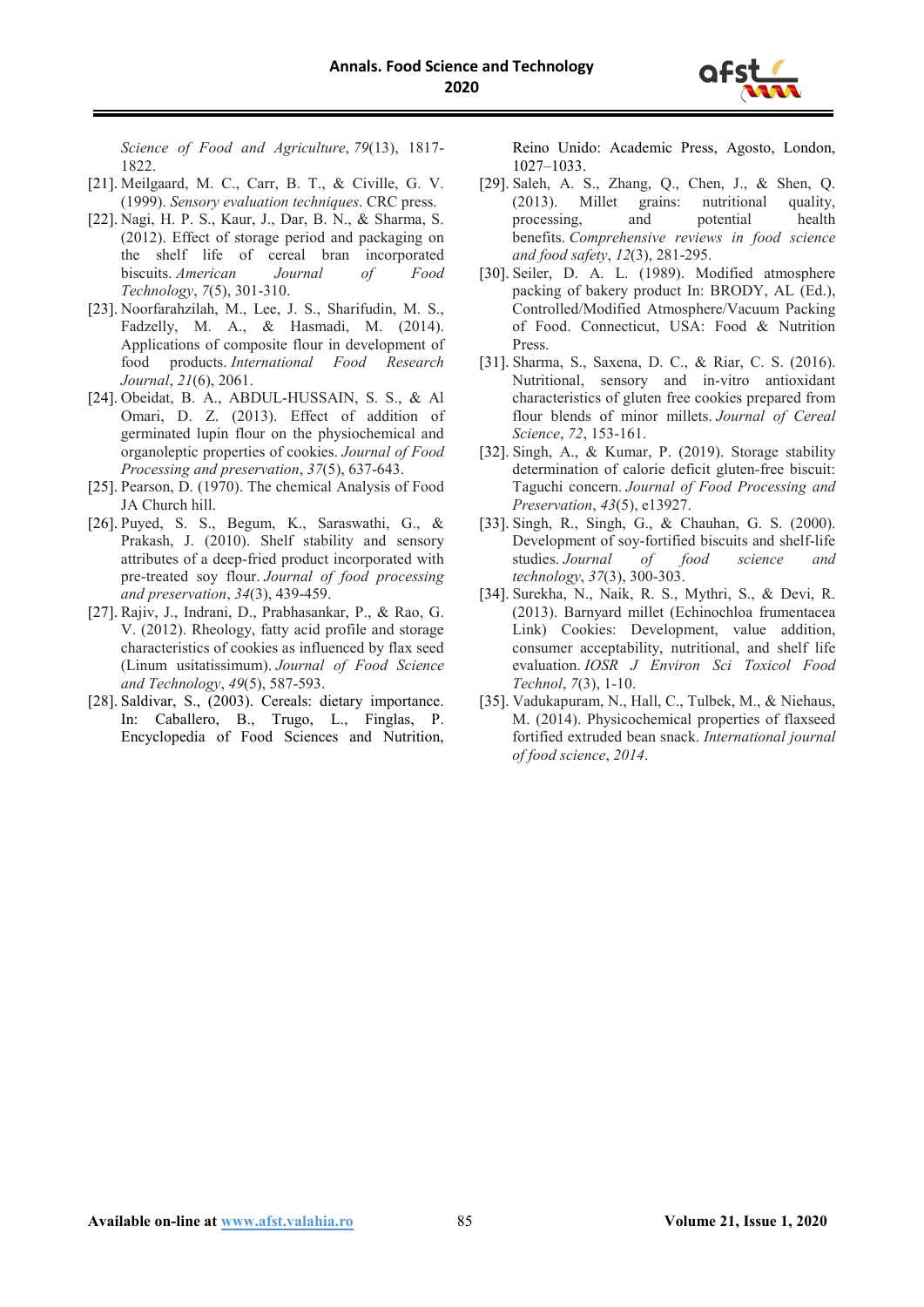*Science of Food and Agriculture*, *79*(13), 1817-1822.

[21]. Meilgaard, M. C., Carr, B. T., & Civille, G. V. (1999). *Sensory evaluation techniques*. CRC press.

[22]. Nagi, H. P. S., Kaur, J., Dar, B. N., & Sharma, S. (2012). Effect of storage period and packaging on the shelf life of cereal bran incorporated biscuits. *American Journal of Food Technology*, *7*(5), 301-310.

[23]. Noorfarahzilah, M., Lee, J. S., Sharifudin, M. S., Fadzelly, M. A., & Hasmadi, M. (2014). Applications of composite flour in development of food products. *International Food Research Journal*, *21*(6), 2061.

[24]. Obeidat, B. A., ABDUL-HUSSAIN, S. S., & Al Omari, D. Z. (2013). Effect of addition of germinated lupin flour on the physiochemical and organoleptic properties of cookies. *Journal of Food Processing and preservation*, *37*(5), 637-643.

[25]. Pearson, D. (1970). The chemical Analysis of Food JA Church hill.

[26]. Puyed, S. S., Begum, K., Saraswathi, G., & Prakash, J. (2010). Shelf stability and sensory attributes of a deep-fried product incorporated with pre-treated soy flour. *Journal of food processing and preservation*, *34*(3), 439-459.

[27]. Rajiv, J., Indrani, D., Prabhasankar, P., & Rao, G. V. (2012). Rheology, fatty acid profile and storage characteristics of cookies as influenced by flax seed (Linum usitatissimum). *Journal of Food Science and Technology*, *49*(5), 587-593.

[28]. Saldivar, S., (2003). Cereals: dietary importance. In: Caballero, B., Trugo, L., Finglas, P. Encyclopedia of Food Sciences and Nutrition, Reino Unido: Academic Press, Agosto, London, 1027–1033.

[29]. Saleh, A. S., Zhang, Q., Chen, J., & Shen, Q. (2013). Millet grains: nutritional quality, processing, and potential health benefits. *Comprehensive reviews in food science and food safety*, *12*(3), 281-295.

[30]. Seiler, D. A. L. (1989). Modified atmosphere packing of bakery product In: BRODY, AL (Ed.), Controlled/Modified Atmosphere/Vacuum Packing of Food. Connecticut, USA: Food & Nutrition Press.

[31]. Sharma, S., Saxena, D. C., & Riar, C. S. (2016). Nutritional, sensory and in-vitro antioxidant characteristics of gluten free cookies prepared from flour blends of minor millets. *Journal of Cereal Science*, *72*, 153-161.

[32]. Singh, A., & Kumar, P. (2019). Storage stability determination of calorie deficit gluten-free biscuit: Taguchi concern. *Journal of Food Processing and Preservation*, *43*(5), e13927.

[33]. Singh, R., Singh, G., & Chauhan, G. S. (2000). Development of soy-fortified biscuits and shelf-life studies. *Journal of food science and technology*, *37*(3), 300-303.

[34]. Surekha, N., Naik, R. S., Mythri, S., & Devi, R. (2013). Barnyard millet (Echinochloa frumentacea Link) Cookies: Development, value addition, consumer acceptability, nutritional, and shelf life evaluation. *IOSR J Environ Sci Toxicol Food Technol*, *7*(3), 1-10.

[35]. Vadukapuram, N., Hall, C., Tulbek, M., & Niehaus, M. (2014). Physicochemical properties of flaxseed fortified extruded bean snack. *International journal of food science*, *2014*.